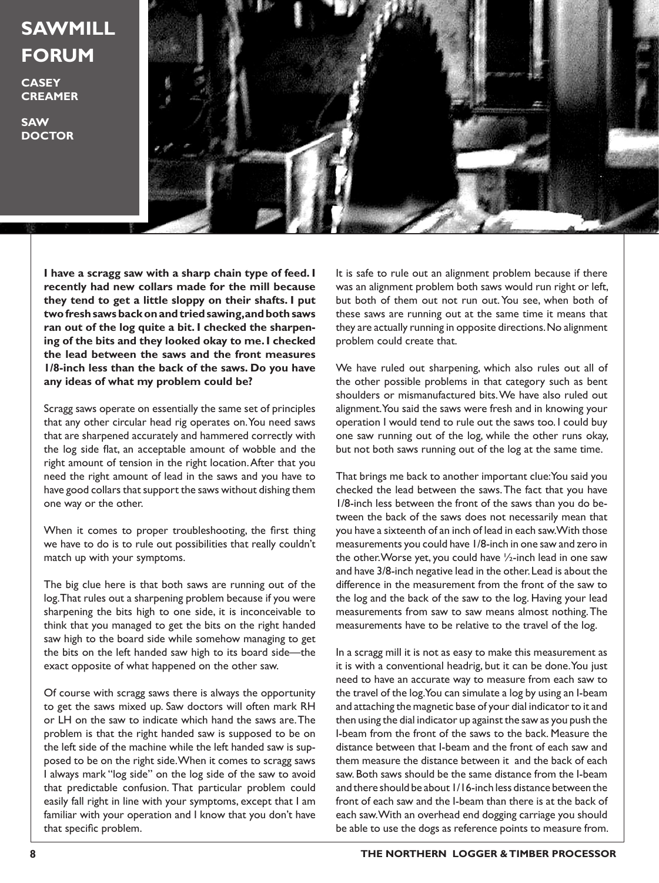# SAWMILL FORUM

**CASEY CREAMER**

**SAW DOCTOR**

**I have a scragg saw with a sharp chain type of feed. I recently had new collars made for the mill because they tend to get a little sloppy on their shafts. I put two fresh saws back on and tried sawing, and both saws ran out of the log quite a bit. I checked the sharpening of the bits and they looked okay to me. I checked the lead between the saws and the front measures 1/8-inch less than the back of the saws. Do you have any ideas of what my problem could be?**

Scragg saws operate on essentially the same set of principles that any other circular head rig operates on. You need saws that are sharpened accurately and hammered correctly with the log side flat, an acceptable amount of wobble and the right amount of tension in the right location. After that you need the right amount of lead in the saws and you have to have good collars that support the saws without dishing them one way or the other.

When it comes to proper troubleshooting, the first thing we have to do is to rule out possibilities that really couldn't match up with your symptoms.

The big clue here is that both saws are running out of the log. That rules out a sharpening problem because if you were sharpening the bits high to one side, it is inconceivable to think that you managed to get the bits on the right handed saw high to the board side while somehow managing to get the bits on the left handed saw high to its board side—the exact opposite of what happened on the other saw.

Of course with scragg saws there is always the opportunity to get the saws mixed up. Saw doctors will often mark RH or LH on the saw to indicate which hand the saws are. The problem is that the right handed saw is supposed to be on the left side of the machine while the left handed saw is supposed to be on the right side. When it comes to scragg saws I always mark "log side" on the log side of the saw to avoid that predictable confusion. That particular problem could easily fall right in line with your symptoms, except that I am familiar with your operation and I know that you don't have that specific problem.

It is safe to rule out an alignment problem because if there was an alignment problem both saws would run right or left, but both of them out not run out. You see, when both of these saws are running out at the same time it means that they are actually running in opposite directions. No alignment problem could create that.

We have ruled out sharpening, which also rules out all of the other possible problems in that category such as bent shoulders or mismanufactured bits. We have also ruled out alignment. You said the saws were fresh and in knowing your operation I would tend to rule out the saws too. I could buy one saw running out of the log, while the other runs okay, but not both saws running out of the log at the same time.

That brings me back to another important clue: You said you checked the lead between the saws. The fact that you have 1/8-inch less between the front of the saws than you do between the back of the saws does not necessarily mean that you have a sixteenth of an inch of lead in each saw. With those measurements you could have 1/8-inch in one saw and zero in the other. Worse yet, you could have ½-inch lead in one saw and have 3/8-inch negative lead in the other. Lead is about the difference in the measurement from the front of the saw to the log and the back of the saw to the log. Having your lead measurements from saw to saw means almost nothing. The measurements have to be relative to the travel of the log.

In a scragg mill it is not as easy to make this measurement as it is with a conventional headrig, but it can be done. You just need to have an accurate way to measure from each saw to the travel of the log. You can simulate a log by using an I-beam and attaching the magnetic base of your dial indicator to it and then using the dial indicator up against the saw as you push the I-beam from the front of the saws to the back. Measure the distance between that I-beam and the front of each saw and then measure the distance between it and the back of each saw. Both saws should be the same distance from the I-beam and there should be about 1/16-inch less distance between the front of each saw and the I-beam than there is at the back of each saw. With an overhead end dogging carriage you should be able to use the dogs as reference points to measure from.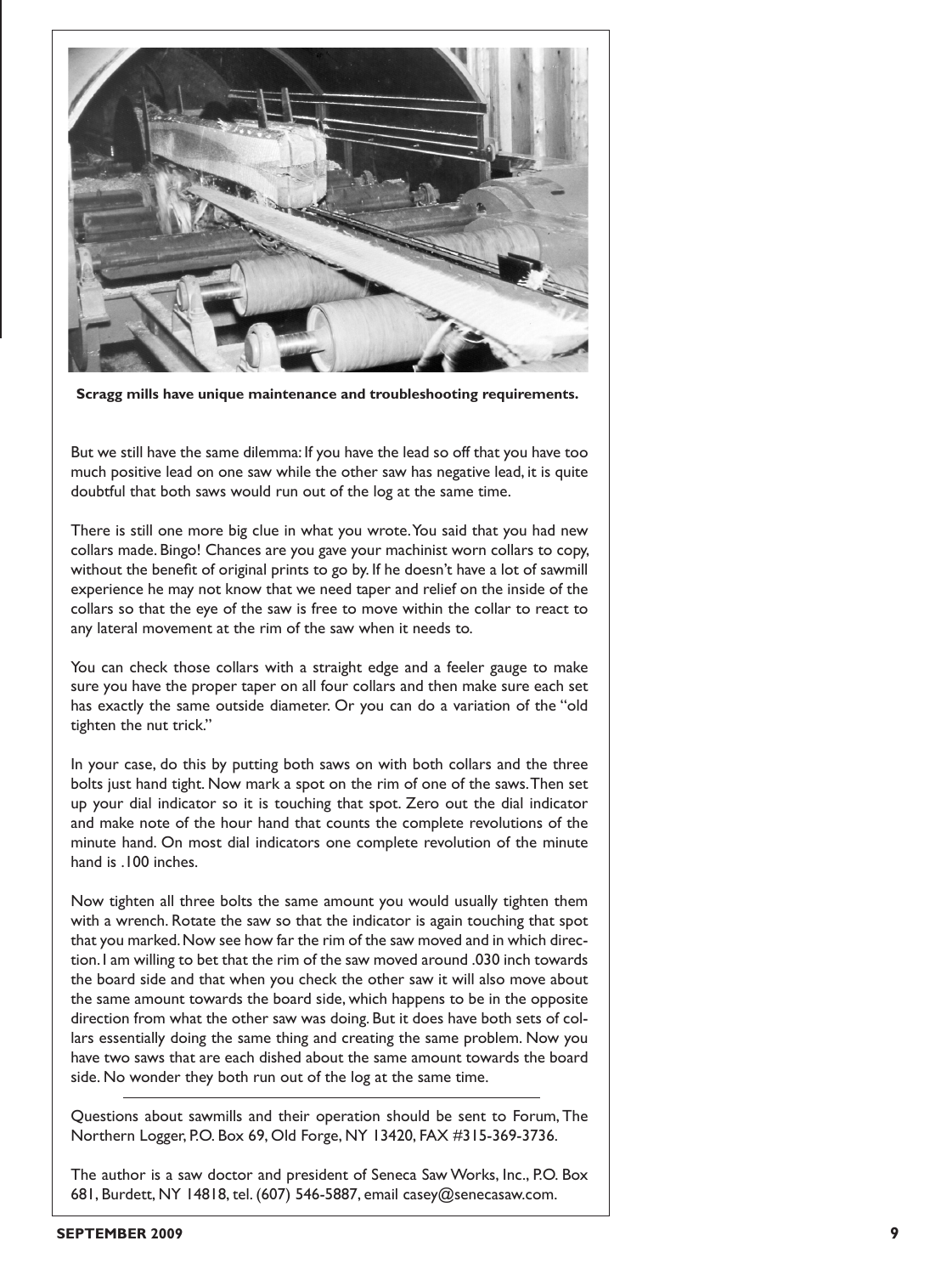Scragg mills have unique maintenance and troubleshooting requirements.

But we still have the same dilemma: If you have the lead so off that you have too much positive lead on one saw while the other saw has negative lead, it is quite doubtful that both saws would run out of the log at the same time.

There is still one more big clue in what you wrote. You said that you had new collars made. Bingo! Chances are you gave your machinist worn collars to copy, without the benefit of original prints to go by. If he doesn't have a lot of sawmill experience he may not know that we need taper and relief on the inside of the collars so that the eye of the saw is free to move within the collar to react to any lateral movement at the rim of the saw when it needs to.

You can check those collars with a straight edge and a feeler gauge to make sure you have the proper taper on all four collars and then make sure each set has exactly the same outside diameter. Or you can do a variation of the "old tighten the nut trick."

In your case, do this by putting both saws on with both collars and the three bolts just hand tight. Now mark a spot on the rim of one of the saws. Then set up your dial indicator so it is touching that spot. Zero out the dial indicator and make note of the hour hand that counts the complete revolutions of the minute hand. On most dial indicators one complete revolution of the minute hand is .100 inches.

Now tighten all three bolts the same amount you would usually tighten them with a wrench. Rotate the saw so that the indicator is again touching that spot that you marked. Now see how far the rim of the saw moved and in which direction. I am willing to bet that the rim of the saw moved around .030 inch towards the board side and that when you check the other saw it will also move about the same amount towards the board side, which happens to be in the opposite direction from what the other saw was doing. But it does have both sets of collars essentially doing the same thing and creating the same problem. Now you have two saws that are each dished about the same amount towards the board side. No wonder they both run out of the log at the same time.

---

Questions about sawmills and their operation should be sent to Forum, The Northern Logger, P.O. Box 69, Old Forge, NY 13420, FAX #315-369-3736.

The author is a saw doctor and president of Seneca Saw Works, Inc., P.O. Box 681, Burdett, NY 14818, tel. (607) 546-5887, email casey@senecasaw.com.